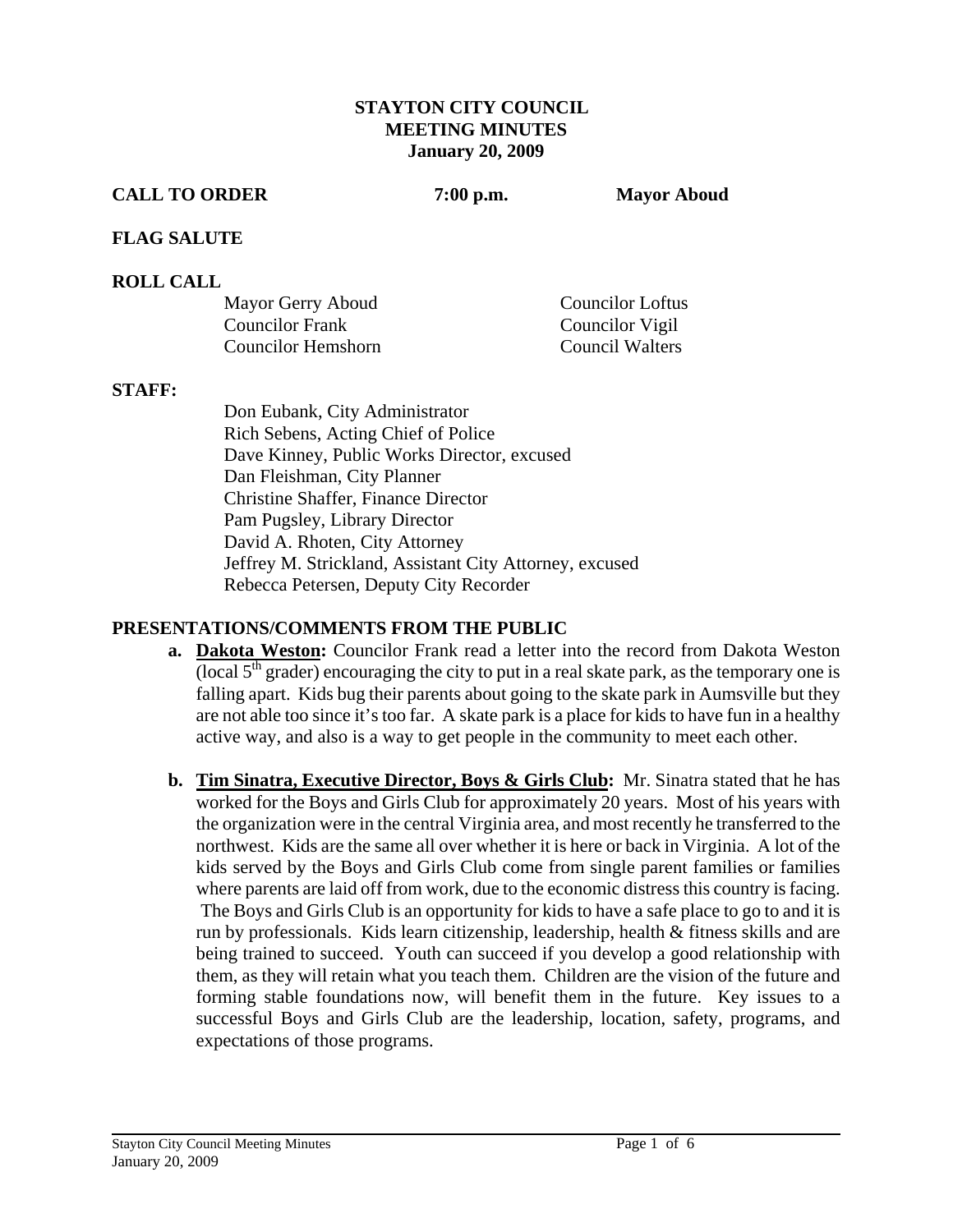# STAYTON CITY COUNCIL
## MEETING MINUTES
### January 20, 2009

**CALL TO ORDER** **7:00 p.m.** **Mayor Aboud**

**FLAG SALUTE**

**ROLL CALL**

| | |
|---|---|
| Mayor Gerry Aboud | Councilor Loftus |
| Councilor Frank | Councilor Vigil |
| Councilor Hemshorn | Council Walters |

**STAFF:**

Don Eubank, City Administrator
Rich Sebens, Acting Chief of Police
Dave Kinney, Public Works Director, excused
Dan Fleishman, City Planner
Christine Shaffer, Finance Director
Pam Pugsley, Library Director
David A. Rhoten, City Attorney
Jeffrey M. Strickland, Assistant City Attorney, excused
Rebecca Petersen, Deputy City Recorder

**PRESENTATIONS/COMMENTS FROM THE PUBLIC**

**a. Dakota Weston:** Councilor Frank read a letter into the record from Dakota Weston (local 5th grader) encouraging the city to put in a real skate park, as the temporary one is falling apart. Kids bug their parents about going to the skate park in Aumsville but they are not able too since it's too far. A skate park is a place for kids to have fun in a healthy active way, and also is a way to get people in the community to meet each other.

**b. Tim Sinatra, Executive Director, Boys & Girls Club:** Mr. Sinatra stated that he has worked for the Boys and Girls Club for approximately 20 years. Most of his years with the organization were in the central Virginia area, and most recently he transferred to the northwest. Kids are the same all over whether it is here or back in Virginia. A lot of the kids served by the Boys and Girls Club come from single parent families or families where parents are laid off from work, due to the economic distress this country is facing. The Boys and Girls Club is an opportunity for kids to have a safe place to go to and it is run by professionals. Kids learn citizenship, leadership, health & fitness skills and are being trained to succeed. Youth can succeed if you develop a good relationship with them, as they will retain what you teach them. Children are the vision of the future and forming stable foundations now, will benefit them in the future. Key issues to a successful Boys and Girls Club are the leadership, location, safety, programs, and expectations of those programs.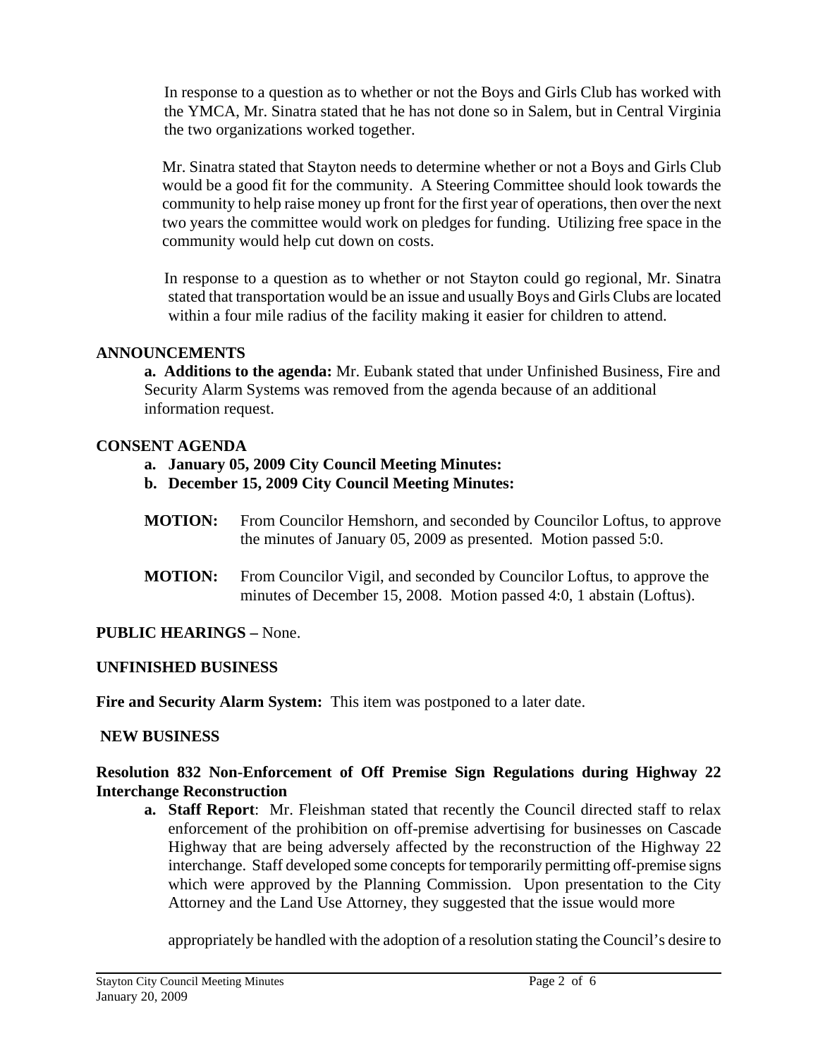In response to a question as to whether or not the Boys and Girls Club has worked with the YMCA, Mr. Sinatra stated that he has not done so in Salem, but in Central Virginia the two organizations worked together.

Mr. Sinatra stated that Stayton needs to determine whether or not a Boys and Girls Club would be a good fit for the community. A Steering Committee should look towards the community to help raise money up front for the first year of operations, then over the next two years the committee would work on pledges for funding. Utilizing free space in the community would help cut down on costs.

In response to a question as to whether or not Stayton could go regional, Mr. Sinatra stated that transportation would be an issue and usually Boys and Girls Clubs are located within a four mile radius of the facility making it easier for children to attend.

**ANNOUNCEMENTS**

**a. Additions to the agenda:** Mr. Eubank stated that under Unfinished Business, Fire and Security Alarm Systems was removed from the agenda because of an additional information request.

**CONSENT AGENDA**

a. **January 05, 2009 City Council Meeting Minutes:**
b. **December 15, 2009 City Council Meeting Minutes:**

**MOTION:** From Councilor Hemshorn, and seconded by Councilor Loftus, to approve the minutes of January 05, 2009 as presented. Motion passed 5:0.

**MOTION:** From Councilor Vigil, and seconded by Councilor Loftus, to approve the minutes of December 15, 2008. Motion passed 4:0, 1 abstain (Loftus).

**PUBLIC HEARINGS –** None.

**UNFINISHED BUSINESS**

**Fire and Security Alarm System:** This item was postponed to a later date.

**NEW BUSINESS**

**Resolution 832 Non-Enforcement of Off Premise Sign Regulations during Highway 22 Interchange Reconstruction**

a. **Staff Report**: Mr. Fleishman stated that recently the Council directed staff to relax enforcement of the prohibition on off-premise advertising for businesses on Cascade Highway that are being adversely affected by the reconstruction of the Highway 22 interchange. Staff developed some concepts for temporarily permitting off-premise signs which were approved by the Planning Commission. Upon presentation to the City Attorney and the Land Use Attorney, they suggested that the issue would more appropriately be handled with the adoption of a resolution stating the Council's desire to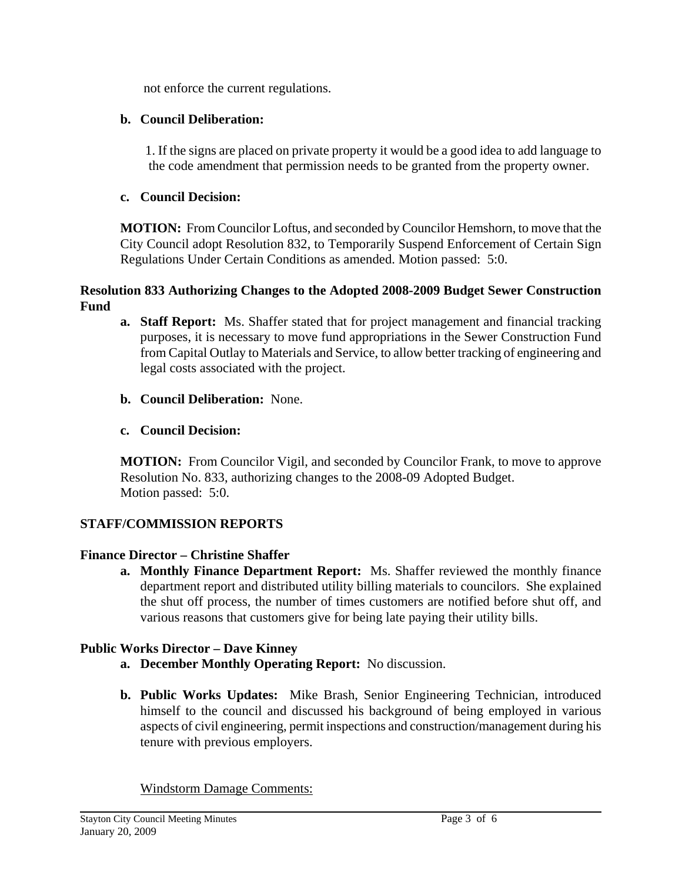not enforce the current regulations.

**b. Council Deliberation:**

1. If the signs are placed on private property it would be a good idea to add language to the code amendment that permission needs to be granted from the property owner.

**c. Council Decision:**

**MOTION:** From Councilor Loftus, and seconded by Councilor Hemshorn, to move that the City Council adopt Resolution 832, to Temporarily Suspend Enforcement of Certain Sign Regulations Under Certain Conditions as amended. Motion passed: 5:0.

**Resolution 833 Authorizing Changes to the Adopted 2008-2009 Budget Sewer Construction Fund**

**a. Staff Report:** Ms. Shaffer stated that for project management and financial tracking purposes, it is necessary to move fund appropriations in the Sewer Construction Fund from Capital Outlay to Materials and Service, to allow better tracking of engineering and legal costs associated with the project.

**b. Council Deliberation:** None.

**c. Council Decision:**

**MOTION:** From Councilor Vigil, and seconded by Councilor Frank, to move to approve Resolution No. 833, authorizing changes to the 2008-09 Adopted Budget.
Motion passed: 5:0.

## STAFF/COMMISSION REPORTS

**Finance Director – Christine Shaffer**

**a. Monthly Finance Department Report:** Ms. Shaffer reviewed the monthly finance department report and distributed utility billing materials to councilors. She explained the shut off process, the number of times customers are notified before shut off, and various reasons that customers give for being late paying their utility bills.

**Public Works Director – Dave Kinney**

**a. December Monthly Operating Report:** No discussion.

**b. Public Works Updates:** Mike Brash, Senior Engineering Technician, introduced himself to the council and discussed his background of being employed in various aspects of civil engineering, permit inspections and construction/management during his tenure with previous employers.

Windstorm Damage Comments: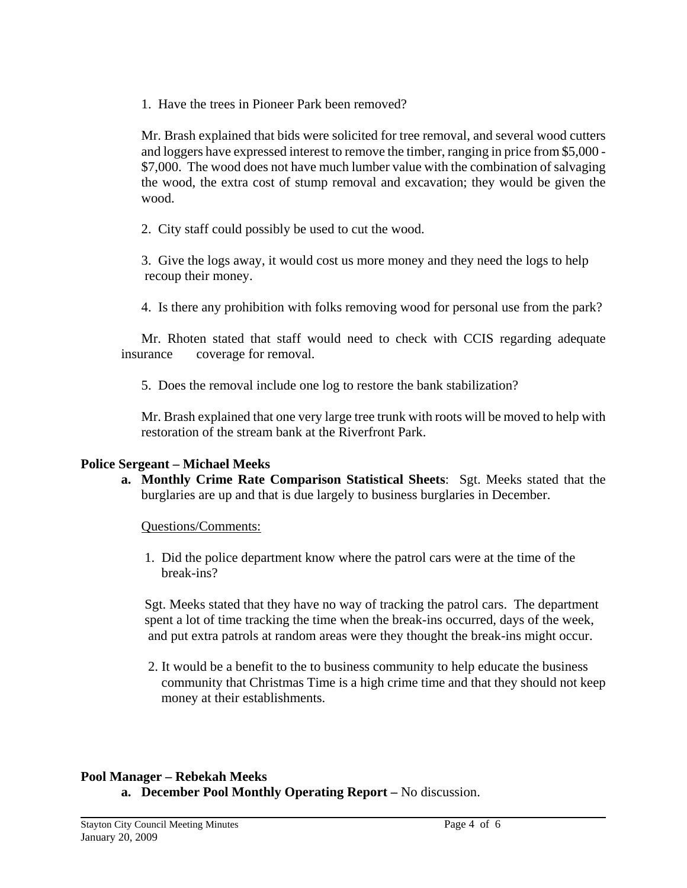1. Have the trees in Pioneer Park been removed?

Mr. Brash explained that bids were solicited for tree removal, and several wood cutters and loggers have expressed interest to remove the timber, ranging in price from $5,000 - $7,000. The wood does not have much lumber value with the combination of salvaging the wood, the extra cost of stump removal and excavation; they would be given the wood.

2. City staff could possibly be used to cut the wood.

3. Give the logs away, it would cost us more money and they need the logs to help recoup their money.

4. Is there any prohibition with folks removing wood for personal use from the park?

Mr. Rhoten stated that staff would need to check with CCIS regarding adequate insurance coverage for removal.

5. Does the removal include one log to restore the bank stabilization?

Mr. Brash explained that one very large tree trunk with roots will be moved to help with restoration of the stream bank at the Riverfront Park.

**Police Sergeant – Michael Meeks**

**a. Monthly Crime Rate Comparison Statistical Sheets**: Sgt. Meeks stated that the burglaries are up and that is due largely to business burglaries in December.

Questions/Comments:

1. Did the police department know where the patrol cars were at the time of the break-ins?

Sgt. Meeks stated that they have no way of tracking the patrol cars. The department spent a lot of time tracking the time when the break-ins occurred, days of the week, and put extra patrols at random areas were they thought the break-ins might occur.

2. It would be a benefit to the to business community to help educate the business community that Christmas Time is a high crime time and that they should not keep money at their establishments.

**Pool Manager – Rebekah Meeks**

**a. December Pool Monthly Operating Report –** No discussion.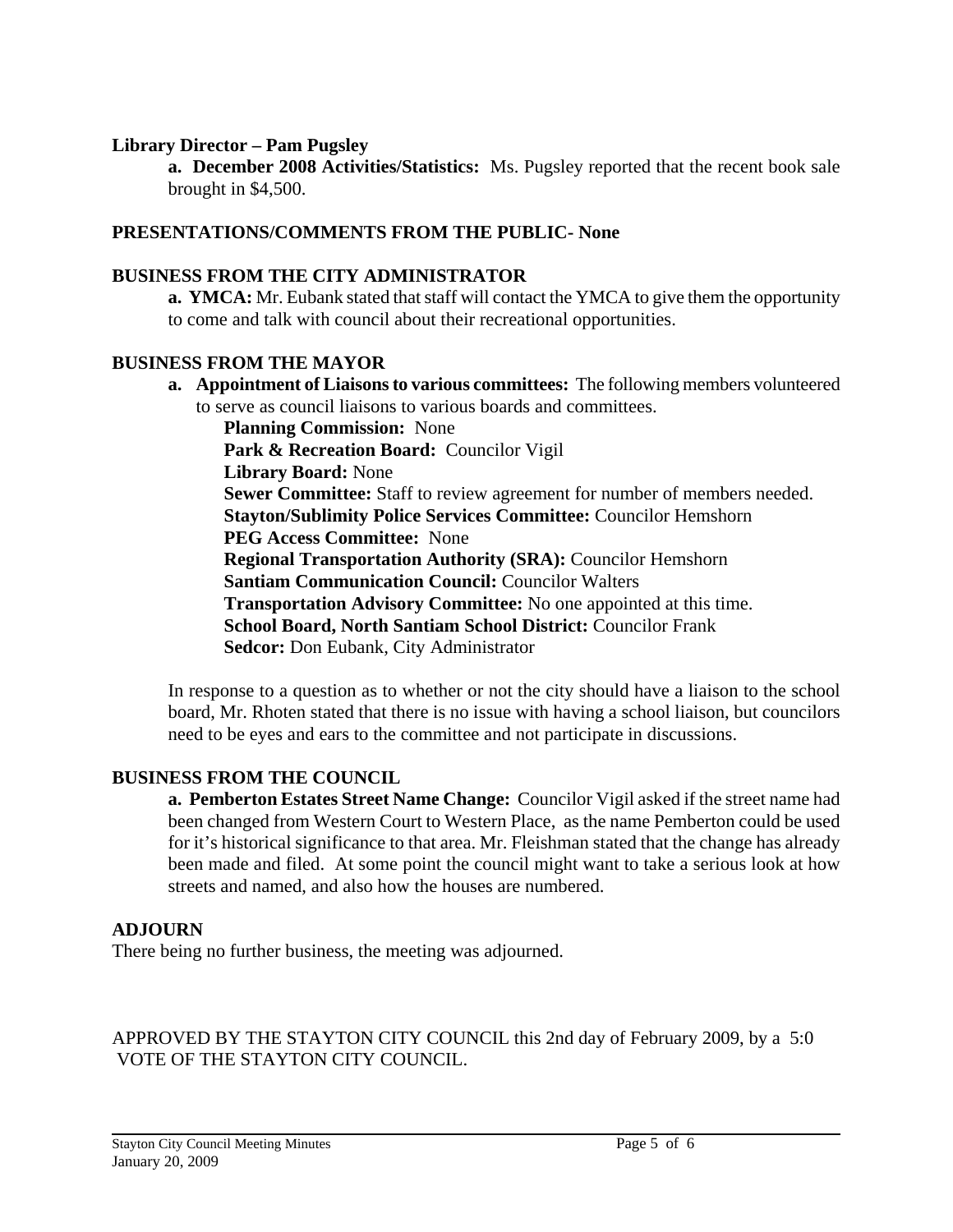**Library Director – Pam Pugsley**

**a. December 2008 Activities/Statistics:** Ms. Pugsley reported that the recent book sale brought in $4,500.

**PRESENTATIONS/COMMENTS FROM THE PUBLIC- None**

**BUSINESS FROM THE CITY ADMINISTRATOR**

**a. YMCA:** Mr. Eubank stated that staff will contact the YMCA to give them the opportunity to come and talk with council about their recreational opportunities.

**BUSINESS FROM THE MAYOR**

**a. Appointment of Liaisons to various committees:** The following members volunteered to serve as council liaisons to various boards and committees.

**Planning Commission:** None
**Park & Recreation Board:** Councilor Vigil
**Library Board:** None
**Sewer Committee:** Staff to review agreement for number of members needed.
**Stayton/Sublimity Police Services Committee:** Councilor Hemshorn
**PEG Access Committee:** None
**Regional Transportation Authority (SRA):** Councilor Hemshorn
**Santiam Communication Council:** Councilor Walters
**Transportation Advisory Committee:** No one appointed at this time.
**School Board, North Santiam School District:** Councilor Frank
**Sedcor:** Don Eubank, City Administrator

In response to a question as to whether or not the city should have a liaison to the school board, Mr. Rhoten stated that there is no issue with having a school liaison, but councilors need to be eyes and ears to the committee and not participate in discussions.

**BUSINESS FROM THE COUNCIL**

**a. Pemberton Estates Street Name Change:** Councilor Vigil asked if the street name had been changed from Western Court to Western Place, as the name Pemberton could be used for it's historical significance to that area. Mr. Fleishman stated that the change has already been made and filed. At some point the council might want to take a serious look at how streets and named, and also how the houses are numbered.

**ADJOURN**

There being no further business, the meeting was adjourned.

APPROVED BY THE STAYTON CITY COUNCIL this 2nd day of February 2009, by a 5:0 VOTE OF THE STAYTON CITY COUNCIL.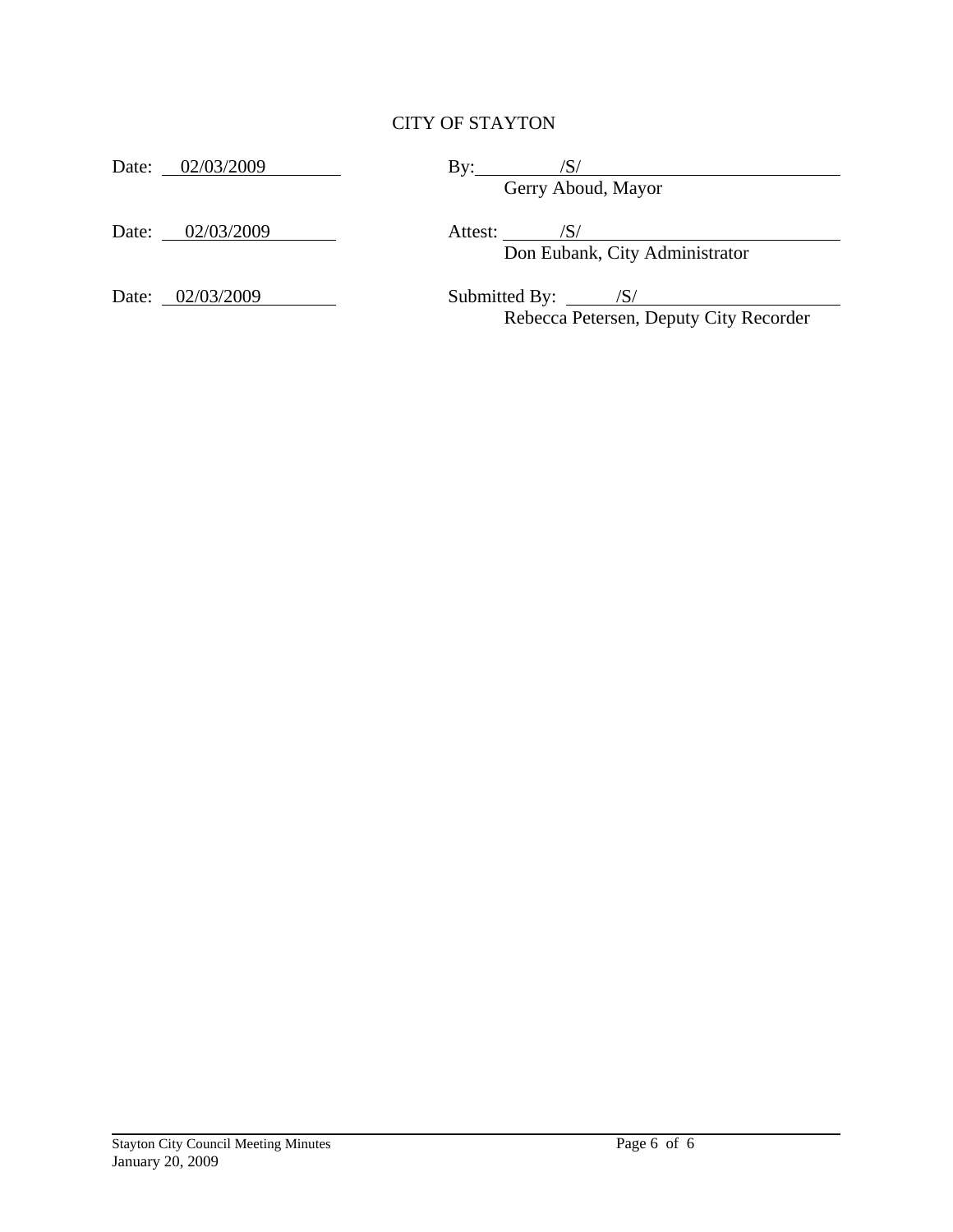CITY OF STAYTON

| | |
|---|---|
| Date: 02/03/2009 | By: /S/<br>Gerry Aboud, Mayor |
| Date: 02/03/2009 | Attest: /S/<br>Don Eubank, City Administrator |
| Date: 02/03/2009 | Submitted By: /S/<br>Rebecca Petersen, Deputy City Recorder |